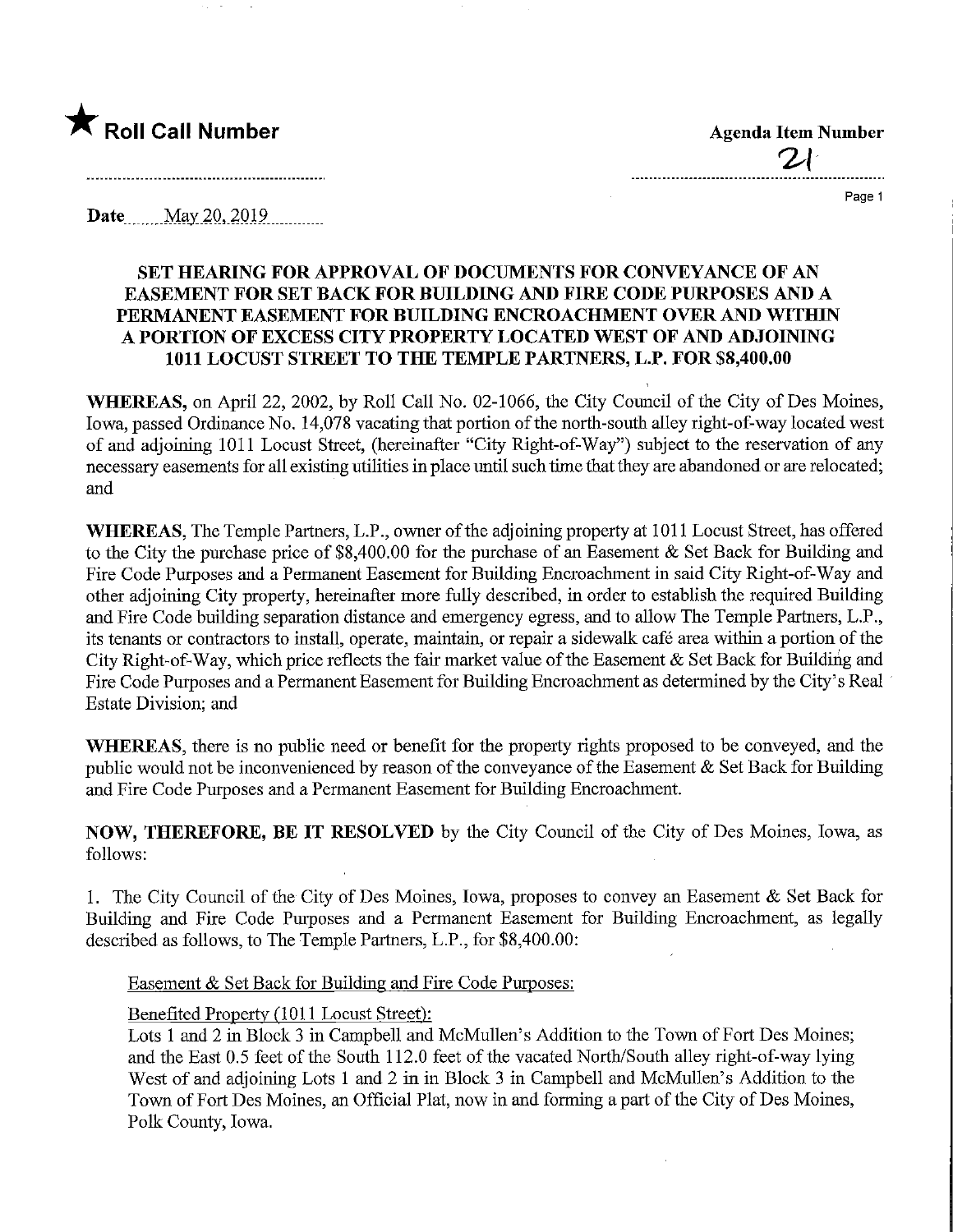★ **Roll Call Number**

**Agenda Item Number**

21

**Date** May 20, 2019

## SET HEARING FOR APPROVAL OF DOCUMENTS FOR CONVEYANCE OF AN EASEMENT FOR SET BACK FOR BUILDING AND FIRE CODE PURPOSES AND A PERMANENT EASEMENT FOR BUILDING ENCROACHMENT OVER AND WITHIN A PORTION OF EXCESS CITY PROPERTY LOCATED WEST OF AND ADJOINING 1011 LOCUST STREET TO THE TEMPLE PARTNERS, L.P. FOR $8,400.00

**WHEREAS,** on April 22, 2002, by Roll Call No. 02-1066, the City Council of the City of Des Moines, Iowa, passed Ordinance No. 14,078 vacating that portion of the north-south alley right-of-way located west of and adjoining 1011 Locust Street, (hereinafter "City Right-of-Way") subject to the reservation of any necessary easements for all existing utilities in place until such time that they are abandoned or are relocated; and

**WHEREAS,** The Temple Partners, L.P., owner of the adjoining property at 1011 Locust Street, has offered to the City the purchase price of $8,400.00 for the purchase of an Easement & Set Back for Building and Fire Code Purposes and a Permanent Easement for Building Encroachment in said City Right-of-Way and other adjoining City property, hereinafter more fully described, in order to establish the required Building and Fire Code building separation distance and emergency egress, and to allow The Temple Partners, L.P., its tenants or contractors to install, operate, maintain, or repair a sidewalk café area within a portion of the City Right-of-Way, which price reflects the fair market value of the Easement & Set Back for Building and Fire Code Purposes and a Permanent Easement for Building Encroachment as determined by the City's Real Estate Division; and

**WHEREAS,** there is no public need or benefit for the property rights proposed to be conveyed, and the public would not be inconvenienced by reason of the conveyance of the Easement & Set Back for Building and Fire Code Purposes and a Permanent Easement for Building Encroachment.

**NOW, THEREFORE, BE IT RESOLVED** by the City Council of the City of Des Moines, Iowa, as follows:

1. The City Council of the City of Des Moines, Iowa, proposes to convey an Easement & Set Back for Building and Fire Code Purposes and a Permanent Easement for Building Encroachment, as legally described as follows, to The Temple Partners, L.P., for $8,400.00:

Easement & Set Back for Building and Fire Code Purposes:

Benefited Property (1011 Locust Street):
Lots 1 and 2 in Block 3 in Campbell and McMullen's Addition to the Town of Fort Des Moines; and the East 0.5 feet of the South 112.0 feet of the vacated North/South alley right-of-way lying West of and adjoining Lots 1 and 2 in in Block 3 in Campbell and McMullen's Addition to the Town of Fort Des Moines, an Official Plat, now in and forming a part of the City of Des Moines, Polk County, Iowa.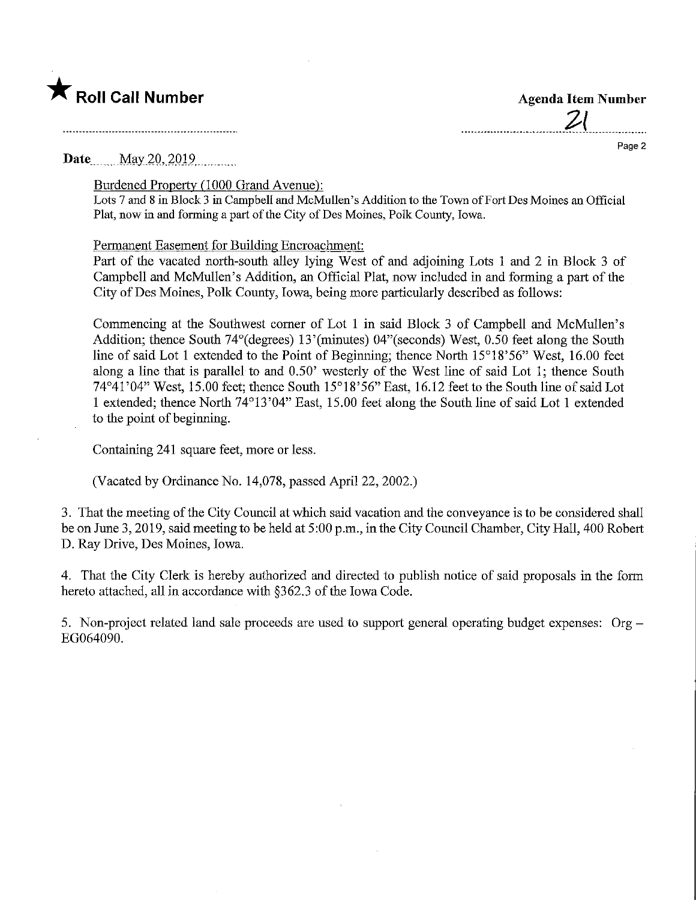**★ Roll Call Number**

**Agenda Item Number**

21

**Date** May 20, 2019

Burdened Property (1000 Grand Avenue):
Lots 7 and 8 in Block 3 in Campbell and McMullen's Addition to the Town of Fort Des Moines an Official Plat, now in and forming a part of the City of Des Moines, Polk County, Iowa.

Permanent Easement for Building Encroachment:
Part of the vacated north-south alley lying West of and adjoining Lots 1 and 2 in Block 3 of Campbell and McMullen's Addition, an Official Plat, now included in and forming a part of the City of Des Moines, Polk County, Iowa, being more particularly described as follows:

Commencing at the Southwest corner of Lot 1 in said Block 3 of Campbell and McMullen's Addition; thence South 74°(degrees) 13'(minutes) 04"(seconds) West, 0.50 feet along the South line of said Lot 1 extended to the Point of Beginning; thence North 15°18'56" West, 16.00 feet along a line that is parallel to and 0.50' westerly of the West line of said Lot 1; thence South 74°41'04" West, 15.00 feet; thence South 15°18'56" East, 16.12 feet to the South line of said Lot 1 extended; thence North 74°13'04" East, 15.00 feet along the South line of said Lot 1 extended to the point of beginning.

Containing 241 square feet, more or less.

(Vacated by Ordinance No. 14,078, passed April 22, 2002.)

3. That the meeting of the City Council at which said vacation and the conveyance is to be considered shall be on June 3, 2019, said meeting to be held at 5:00 p.m., in the City Council Chamber, City Hall, 400 Robert D. Ray Drive, Des Moines, Iowa.

4. That the City Clerk is hereby authorized and directed to publish notice of said proposals in the form hereto attached, all in accordance with §362.3 of the Iowa Code.

5. Non-project related land sale proceeds are used to support general operating budget expenses: Org – EG064090.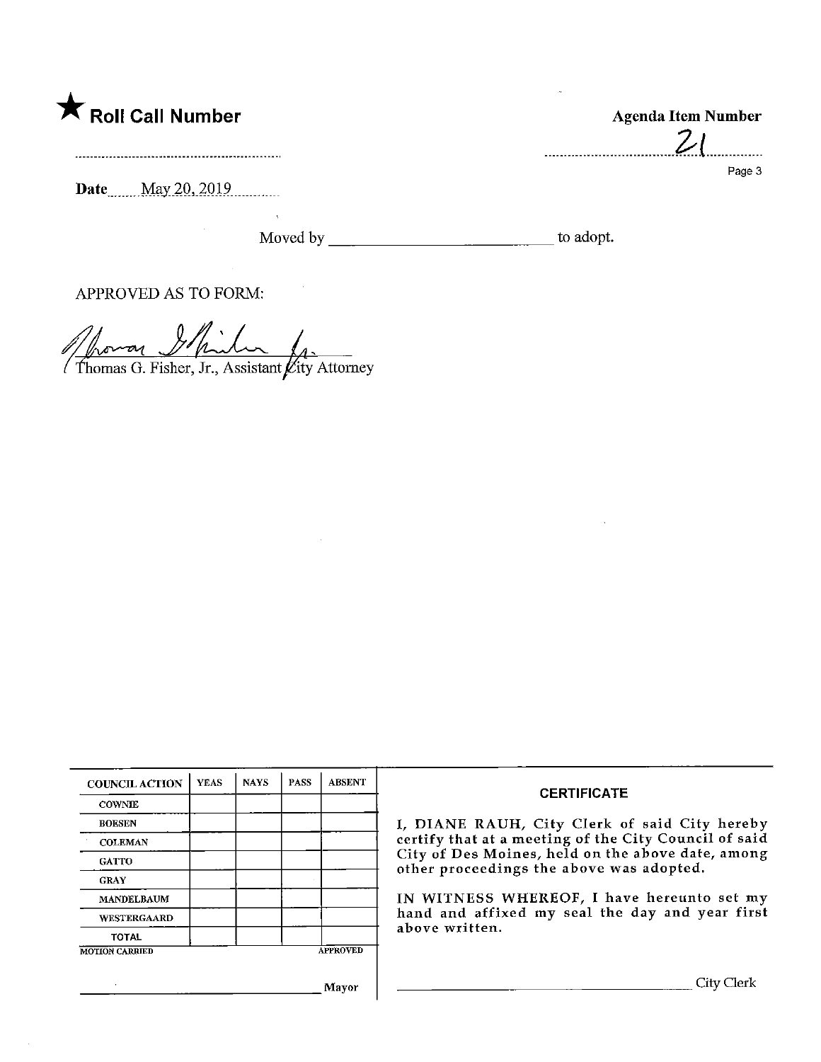★ **Roll Call Number**

**Agenda Item Number**

21

Page 3

**Date** May 20, 2019

Moved by ______________________ to adopt.

APPROVED AS TO FORM:

Thomas G. Fisher, Jr., Assistant City Attorney

| COUNCIL ACTION | YEAS | NAYS | PASS | ABSENT |
|---|---|---|---|---|
| COWNIE | | | | |
| BOESEN | | | | |
| COLEMAN | | | | |
| GATTO | | | | |
| GRAY | | | | |
| MANDELBAUM | | | | |
| WESTERGAARD | | | | |
| TOTAL | | | | |
| MOTION CARRIED | | | | APPROVED |

______________________ Mayor

**CERTIFICATE**

I, DIANE RAUH, City Clerk of said City hereby certify that at a meeting of the City Council of said City of Des Moines, held on the above date, among other proceedings the above was adopted.

IN WITNESS WHEREOF, I have hereunto set my hand and affixed my seal the day and year first above written.

______________________ City Clerk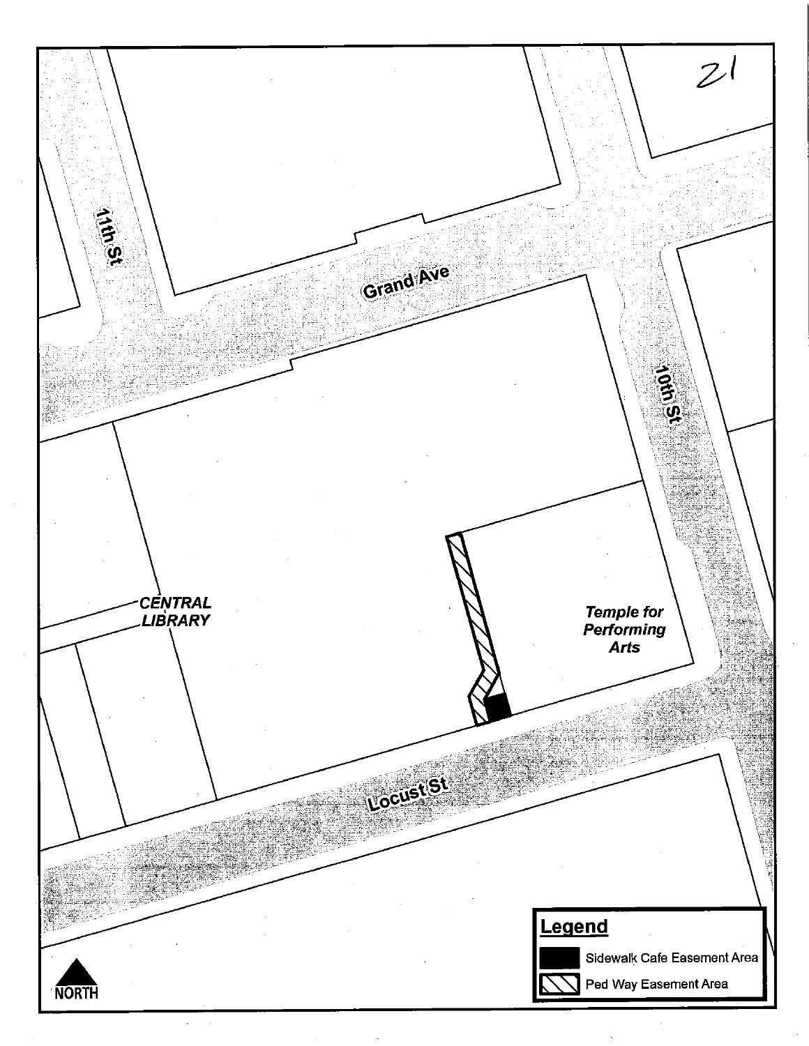21

11th St

Grand Ave

10th St

CENTRAL LIBRARY

Temple for Performing Arts

Locust St

NORTH

**Legend**

Sidewalk Cafe Easement Area

Ped Way Easement Area